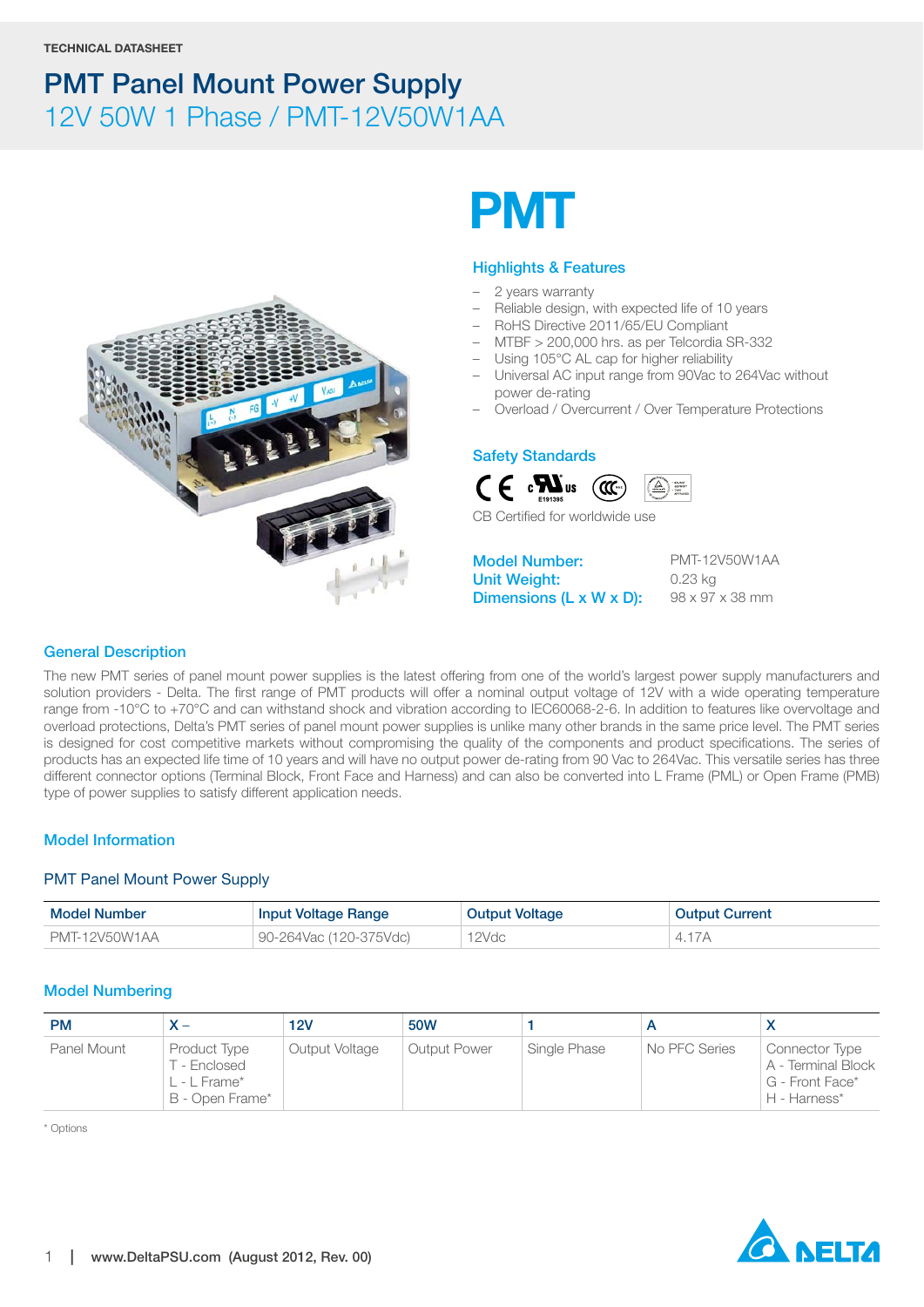TECHNICAL DATASHEET

# PMT Panel Mount Power Supply

## 12V 50W 1 Phase / PMT-12V50W1AA

# PMT

### Highlights & Features

- 2 years warranty
- Reliable design, with expected life of 10 years
- RoHS Directive 2011/65/EU Compliant
- MTBF > 200,000 hrs. as per Telcordia SR-332
- Using 105°C AL cap for higher reliability
- Universal AC input range from 90Vac to 264Vac without power de-rating
- Overload / Overcurrent / Over Temperature Protections

### Safety Standards

CB Certified for worldwide use

**Model Number:** PMT-12V50W1AA
**Unit Weight:** 0.23 kg
**Dimensions (L x W x D):** 98 x 97 x 38 mm

### General Description

The new PMT series of panel mount power supplies is the latest offering from one of the world's largest power supply manufacturers and solution providers - Delta. The first range of PMT products will offer a nominal output voltage of 12V with a wide operating temperature range from -10°C to +70°C and can withstand shock and vibration according to IEC60068-2-6. In addition to features like overvoltage and overload protections, Delta's PMT series of panel mount power supplies is unlike many other brands in the same price level. The PMT series is designed for cost competitive markets without compromising the quality of the components and product specifications. The series of products has an expected life time of 10 years and will have no output power de-rating from 90 Vac to 264Vac. This versatile series has three different connector options (Terminal Block, Front Face and Harness) and can also be converted into L Frame (PML) or Open Frame (PMB) type of power supplies to satisfy different application needs.

### Model Information

#### PMT Panel Mount Power Supply

| Model Number | Input Voltage Range | Output Voltage | Output Current |
|---|---|---|---|
| PMT-12V50W1AA | 90-264Vac (120-375Vdc) | 12Vdc | 4.17A |

### Model Numbering

| PM | X – | 12V | 50W | 1 | A | X |
|---|---|---|---|---|---|---|
| Panel Mount | Product Type<br>T - Enclosed<br>L - L Frame*<br>B - Open Frame* | Output Voltage | Output Power | Single Phase | No PFC Series | Connector Type<br>A - Terminal Block<br>G - Front Face*<br>H - Harness* |

* Options

www.DeltaPSU.com (August 2012, Rev. 00)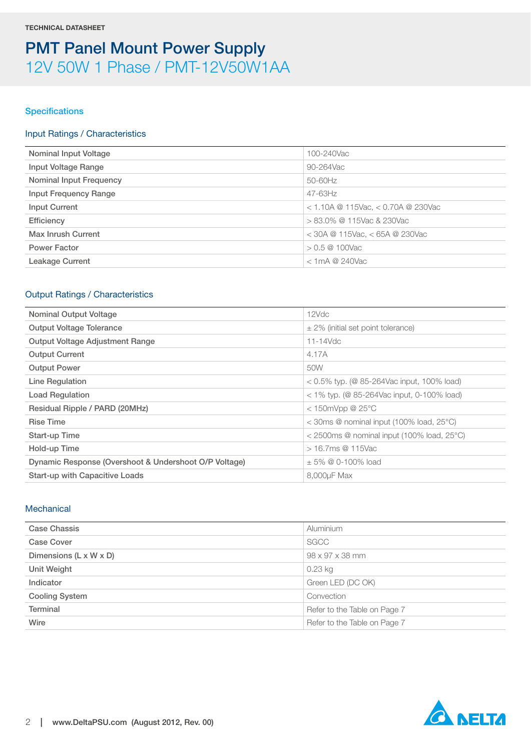TECHNICAL DATASHEET

# PMT Panel Mount Power Supply
## 12V 50W 1 Phase / PMT-12V50W1AA

## Specifications

### Input Ratings / Characteristics

| | |
|---|---|
| Nominal Input Voltage | 100-240Vac |
| Input Voltage Range | 90-264Vac |
| Nominal Input Frequency | 50-60Hz |
| Input Frequency Range | 47-63Hz |
| Input Current | < 1.10A @ 115Vac, < 0.70A @ 230Vac |
| Efficiency | > 83.0% @ 115Vac & 230Vac |
| Max Inrush Current | < 30A @ 115Vac, < 65A @ 230Vac |
| Power Factor | > 0.5 @ 100Vac |
| Leakage Current | < 1mA @ 240Vac |

### Output Ratings / Characteristics

| | |
|---|---|
| Nominal Output Voltage | 12Vdc |
| Output Voltage Tolerance | ± 2% (initial set point tolerance) |
| Output Voltage Adjustment Range | 11-14Vdc |
| Output Current | 4.17A |
| Output Power | 50W |
| Line Regulation | < 0.5% typ. (@ 85-264Vac input, 100% load) |
| Load Regulation | < 1% typ. (@ 85-264Vac input, 0-100% load) |
| Residual Ripple / PARD (20MHz) | < 150mVpp @ 25°C |
| Rise Time | < 30ms @ nominal input (100% load, 25°C) |
| Start-up Time | < 2500ms @ nominal input (100% load, 25°C) |
| Hold-up Time | > 16.7ms @ 115Vac |
| Dynamic Response (Overshoot & Undershoot O/P Voltage) | ± 5% @ 0-100% load |
| Start-up with Capacitive Loads | 8,000µF Max |

### Mechanical

| | |
|---|---|
| Case Chassis | Aluminium |
| Case Cover | SGCC |
| Dimensions (L x W x D) | 98 x 97 x 38 mm |
| Unit Weight | 0.23 kg |
| Indicator | Green LED (DC OK) |
| Cooling System | Convection |
| Terminal | Refer to the Table on Page 7 |
| Wire | Refer to the Table on Page 7 |

www.DeltaPSU.com (August 2012, Rev. 00)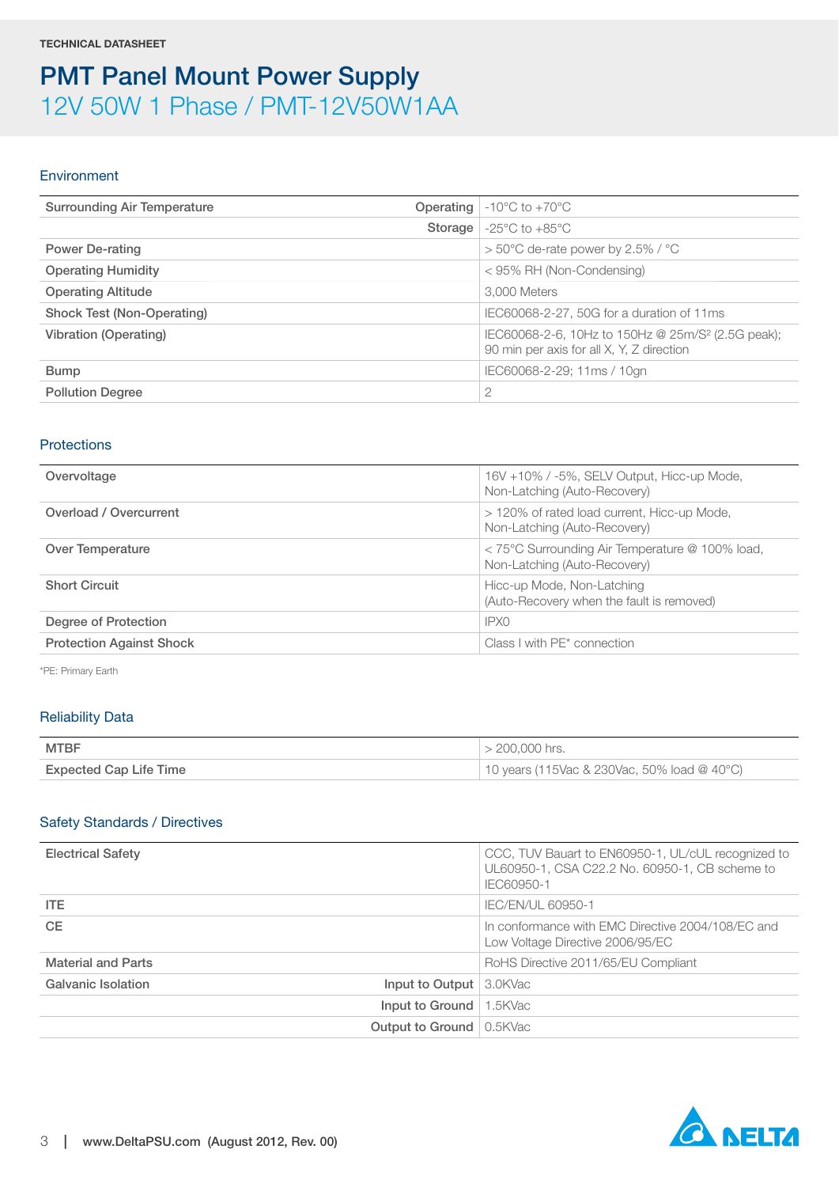TECHNICAL DATASHEET

# PMT Panel Mount Power Supply

## 12V 50W 1 Phase / PMT-12V50W1AA

### Environment

| | | |
|---|---|---|
| Surrounding Air Temperature | Operating | -10°C to +70°C |
| | Storage | -25°C to +85°C |
| Power De-rating | | > 50°C de-rate power by 2.5% / °C |
| Operating Humidity | | < 95% RH (Non-Condensing) |
| Operating Altitude | | 3,000 Meters |
| Shock Test (Non-Operating) | | IEC60068-2-27, 50G for a duration of 11ms |
| Vibration (Operating) | | IEC60068-2-6, 10Hz to 150Hz @ 25m/S² (2.5G peak); 90 min per axis for all X, Y, Z direction |
| Bump | | IEC60068-2-29; 11ms / 10gn |
| Pollution Degree | | 2 |

### Protections

| | |
|---|---|
| Overvoltage | 16V +10% / -5%, SELV Output, Hicc-up Mode, Non-Latching (Auto-Recovery) |
| Overload / Overcurrent | > 120% of rated load current, Hicc-up Mode, Non-Latching (Auto-Recovery) |
| Over Temperature | < 75°C Surrounding Air Temperature @ 100% load, Non-Latching (Auto-Recovery) |
| Short Circuit | Hicc-up Mode, Non-Latching (Auto-Recovery when the fault is removed) |
| Degree of Protection | IPX0 |
| Protection Against Shock | Class I with PE* connection |

*PE: Primary Earth

### Reliability Data

| | |
|---|---|
| MTBF | > 200,000 hrs. |
| Expected Cap Life Time | 10 years (115Vac & 230Vac, 50% load @ 40°C) |

### Safety Standards / Directives

| | | |
|---|---|---|
| Electrical Safety | | CCC, TUV Bauart to EN60950-1, UL/cUL recognized to UL60950-1, CSA C22.2 No. 60950-1, CB scheme to IEC60950-1 |
| ITE | | IEC/EN/UL 60950-1 |
| CE | | In conformance with EMC Directive 2004/108/EC and Low Voltage Directive 2006/95/EC |
| Material and Parts | | RoHS Directive 2011/65/EU Compliant |
| Galvanic Isolation | Input to Output | 3.0KVac |
| | Input to Ground | 1.5KVac |
| | Output to Ground | 0.5KVac |

www.DeltaPSU.com (August 2012, Rev. 00)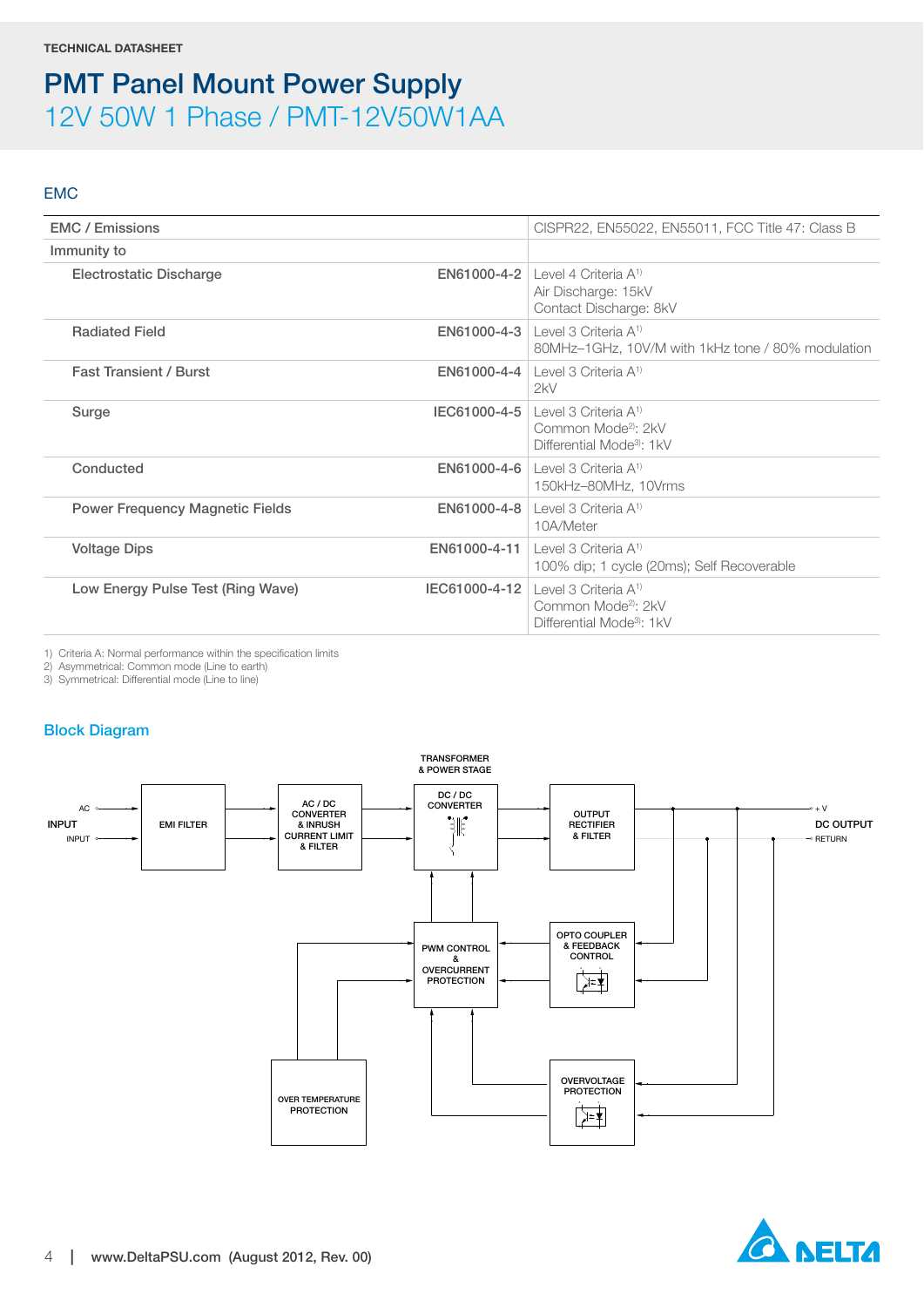TECHNICAL DATASHEET

# PMT Panel Mount Power Supply
## 12V 50W 1 Phase / PMT-12V50W1AA

### EMC

| | | |
|---|---|---|
| EMC / Emissions | | CISPR22, EN55022, EN55011, FCC Title 47: Class B |
| Immunity to | | |
| Electrostatic Discharge | EN61000-4-2 | Level 4 Criteria A[1]<br>Air Discharge: 15kV<br>Contact Discharge: 8kV |
| Radiated Field | EN61000-4-3 | Level 3 Criteria A[1]<br>80MHz–1GHz, 10V/M with 1kHz tone / 80% modulation |
| Fast Transient / Burst | EN61000-4-4 | Level 3 Criteria A[1]<br>2kV |
| Surge | IEC61000-4-5 | Level 3 Criteria A[1]<br>Common Mode[2]: 2kV<br>Differential Mode[3]: 1kV |
| Conducted | EN61000-4-6 | Level 3 Criteria A[1]<br>150kHz–80MHz, 10Vrms |
| Power Frequency Magnetic Fields | EN61000-4-8 | Level 3 Criteria A[1]<br>10A/Meter |
| Voltage Dips | EN61000-4-11 | Level 3 Criteria A[1]<br>100% dip; 1 cycle (20ms); Self Recoverable |
| Low Energy Pulse Test (Ring Wave) | IEC61000-4-12 | Level 3 Criteria A[1]<br>Common Mode[2]: 2kV<br>Differential Mode[3]: 1kV |

1) Criteria A: Normal performance within the specification limits
2) Asymmetrical: Common mode (Line to earth)
3) Symmetrical: Differential mode (Line to line)

### Block Diagram

AC INPUT → EMI FILTER → AC / DC CONVERTER & INRUSH CURRENT LIMIT & FILTER → DC / DC CONVERTER (TRANSFORMER & POWER STAGE) → OUTPUT RECTIFIER & FILTER → DC OUTPUT (+V, RETURN)

PWM CONTROL & OVERCURRENT PROTECTION; OPTO COUPLER & FEEDBACK CONTROL; OVER TEMPERATURE PROTECTION; OVERVOLTAGE PROTECTION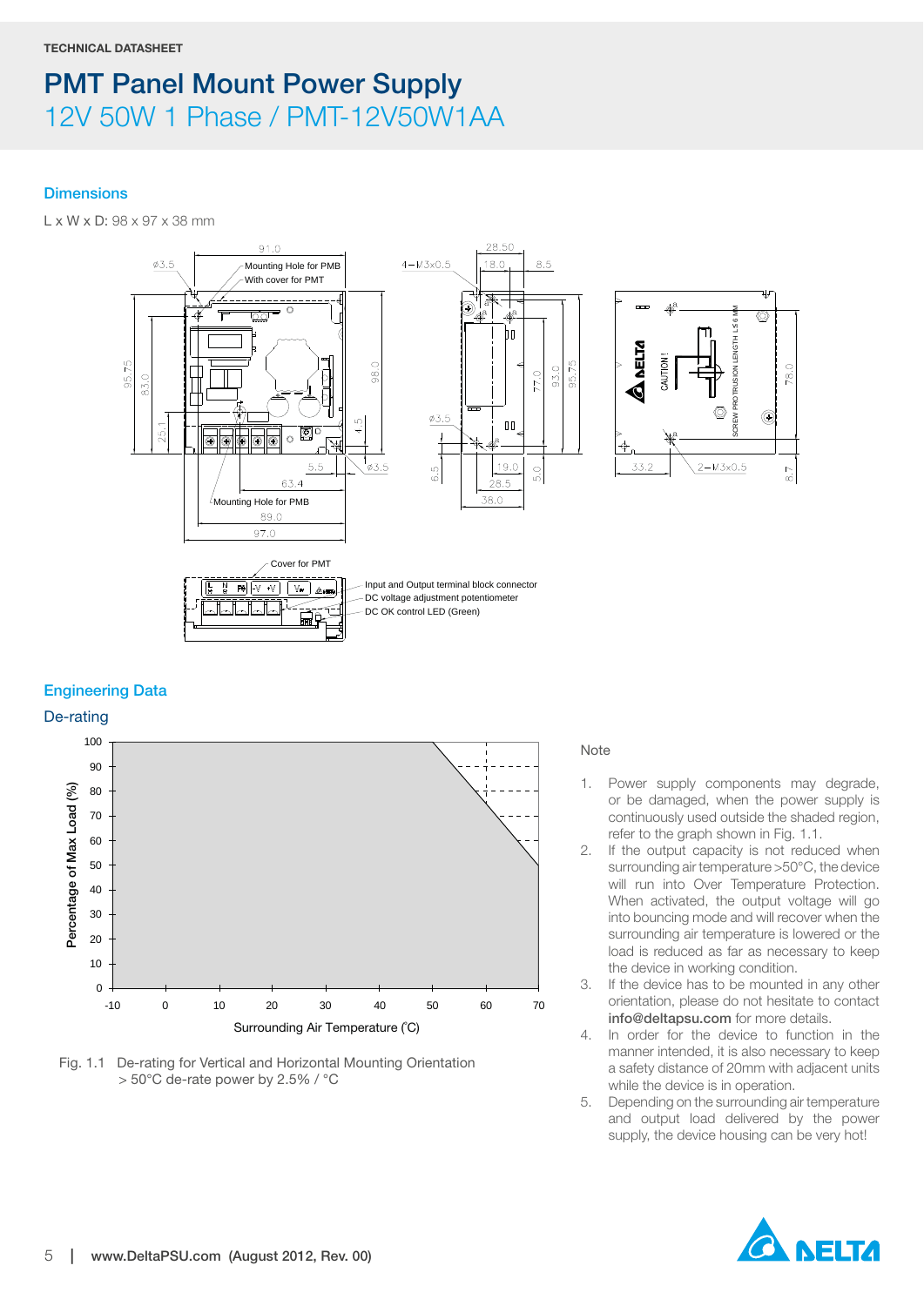TECHNICAL DATASHEET

# PMT Panel Mount Power Supply

## 12V 50W 1 Phase / PMT-12V50W1AA

### Dimensions

L x W x D: 98 x 97 x 38 mm

### Engineering Data

#### De-rating

Fig. 1.1 De-rating for Vertical and Horizontal Mounting Orientation
> 50°C de-rate power by 2.5% / °C

Note

1. Power supply components may degrade, or be damaged, when the power supply is continuously used outside the shaded region, refer to the graph shown in Fig. 1.1.
2. If the output capacity is not reduced when surrounding air temperature >50°C, the device will run into Over Temperature Protection. When activated, the output voltage will go into bouncing mode and will recover when the surrounding air temperature is lowered or the load is reduced as far as necessary to keep the device in working condition.
3. If the device has to be mounted in any other orientation, please do not hesitate to contact **info@deltapsu.com** for more details.
4. In order for the device to function in the manner intended, it is also necessary to keep a safety distance of 20mm with adjacent units while the device is in operation.
5. Depending on the surrounding air temperature and output load delivered by the power supply, the device housing can be very hot!

**www.DeltaPSU.com (August 2012, Rev. 00)**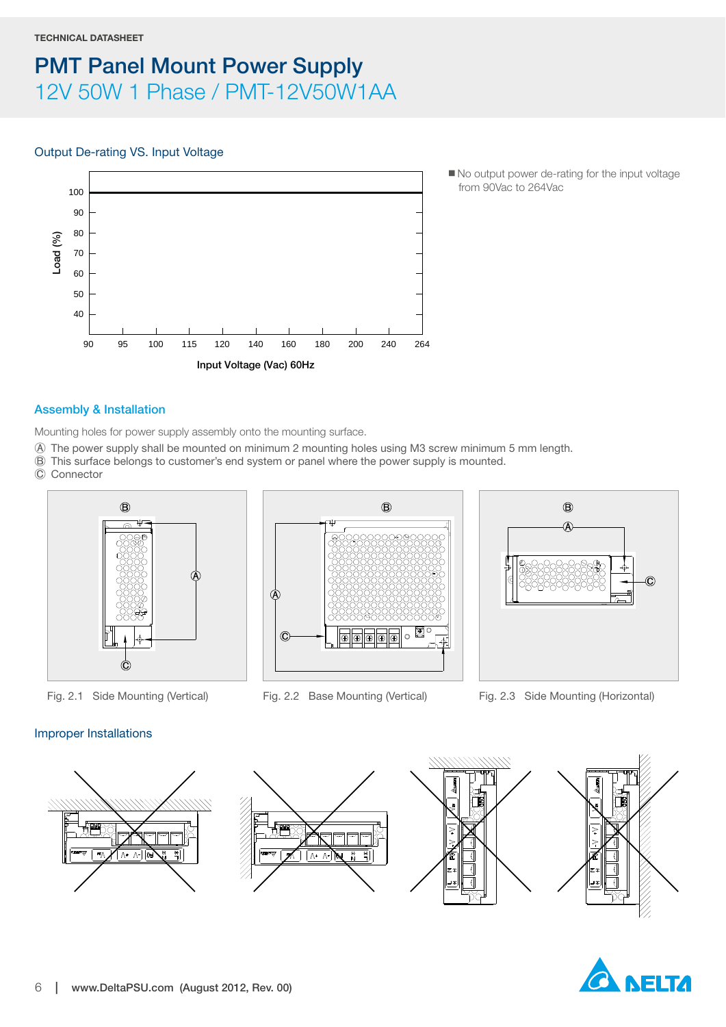TECHNICAL DATASHEET

# PMT Panel Mount Power Supply

## 12V 50W 1 Phase / PMT-12V50W1AA

### Output De-rating VS. Input Voltage

■ No output power de-rating for the input voltage from 90Vac to 264Vac

### Assembly & Installation

Mounting holes for power supply assembly onto the mounting surface.

Ⓐ The power supply shall be mounted on minimum 2 mounting holes using M3 screw minimum 5 mm length.
Ⓑ This surface belongs to customer's end system or panel where the power supply is mounted.
Ⓒ Connector

Fig. 2.1 Side Mounting (Vertical)

Fig. 2.2 Base Mounting (Vertical)

Fig. 2.3 Side Mounting (Horizontal)

### Improper Installations

www.DeltaPSU.com (August 2012, Rev. 00)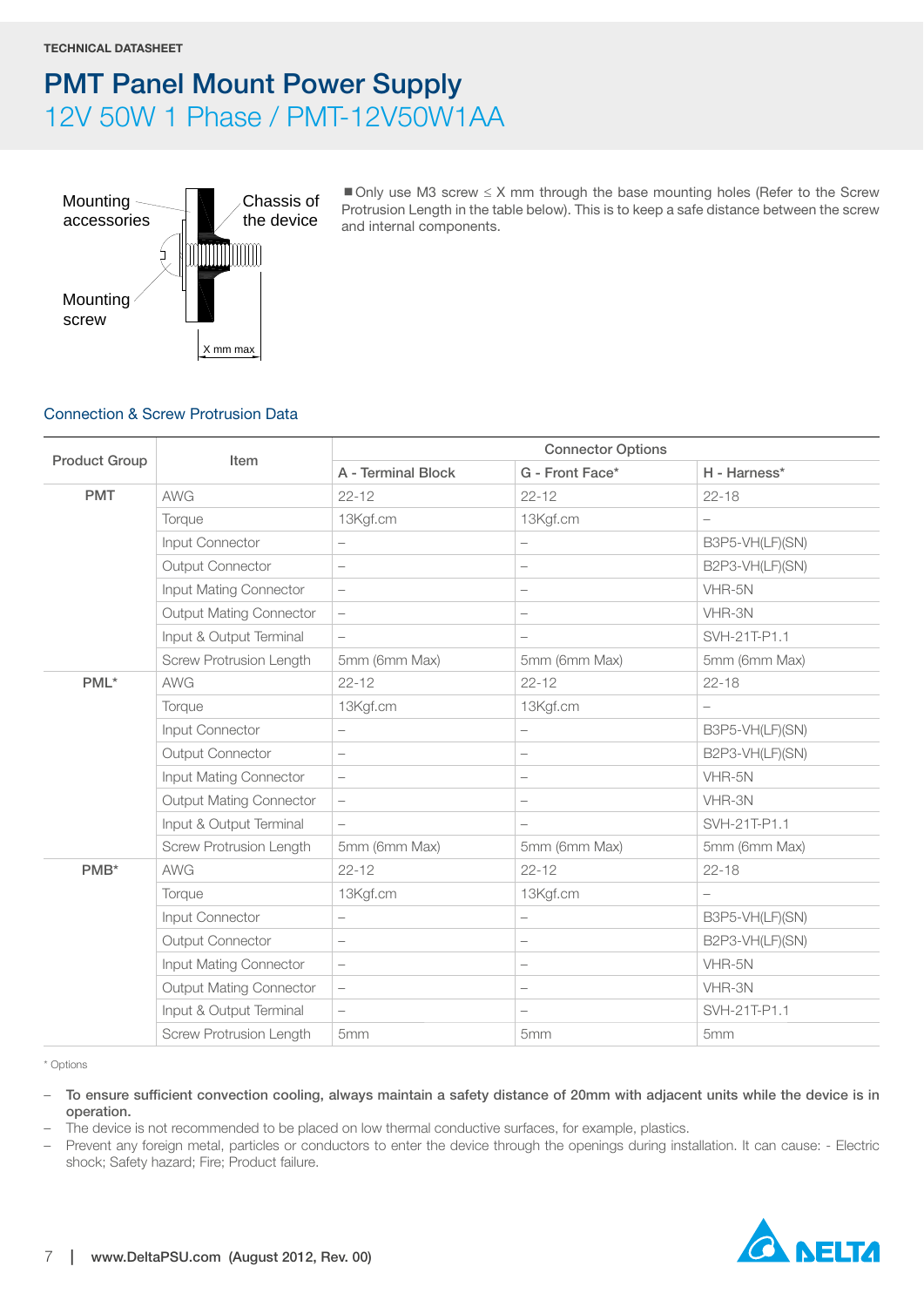TECHNICAL DATASHEET

# PMT Panel Mount Power Supply

## 12V 50W 1 Phase / PMT-12V50W1AA

Mounting accessories

Chassis of the device

Mounting screw

X mm max

■ Only use M3 screw ≤ X mm through the base mounting holes (Refer to the Screw Protrusion Length in the table below). This is to keep a safe distance between the screw and internal components.

### Connection & Screw Protrusion Data

| Product Group | Item | Connector Options | | |
|---|---|---|---|---|
| | | A - Terminal Block | G - Front Face* | H - Harness* |
| PMT | AWG | 22-12 | 22-12 | 22-18 |
| | Torque | 13Kgf.cm | 13Kgf.cm | – |
| | Input Connector | – | – | B3P5-VH(LF)(SN) |
| | Output Connector | – | – | B2P3-VH(LF)(SN) |
| | Input Mating Connector | – | – | VHR-5N |
| | Output Mating Connector | – | – | VHR-3N |
| | Input & Output Terminal | – | – | SVH-21T-P1.1 |
| | Screw Protrusion Length | 5mm (6mm Max) | 5mm (6mm Max) | 5mm (6mm Max) |
| PML* | AWG | 22-12 | 22-12 | 22-18 |
| | Torque | 13Kgf.cm | 13Kgf.cm | – |
| | Input Connector | – | – | B3P5-VH(LF)(SN) |
| | Output Connector | – | – | B2P3-VH(LF)(SN) |
| | Input Mating Connector | – | – | VHR-5N |
| | Output Mating Connector | – | – | VHR-3N |
| | Input & Output Terminal | – | – | SVH-21T-P1.1 |
| | Screw Protrusion Length | 5mm (6mm Max) | 5mm (6mm Max) | 5mm (6mm Max) |
| PMB* | AWG | 22-12 | 22-12 | 22-18 |
| | Torque | 13Kgf.cm | 13Kgf.cm | – |
| | Input Connector | – | – | B3P5-VH(LF)(SN) |
| | Output Connector | – | – | B2P3-VH(LF)(SN) |
| | Input Mating Connector | – | – | VHR-5N |
| | Output Mating Connector | – | – | VHR-3N |
| | Input & Output Terminal | – | – | SVH-21T-P1.1 |
| | Screw Protrusion Length | 5mm | 5mm | 5mm |

\* Options

- **To ensure sufficient convection cooling, always maintain a safety distance of 20mm with adjacent units while the device is in operation.**
- The device is not recommended to be placed on low thermal conductive surfaces, for example, plastics.
- Prevent any foreign metal, particles or conductors to enter the device through the openings during installation. It can cause: - Electric shock; Safety hazard; Fire; Product failure.

www.DeltaPSU.com (August 2012, Rev. 00)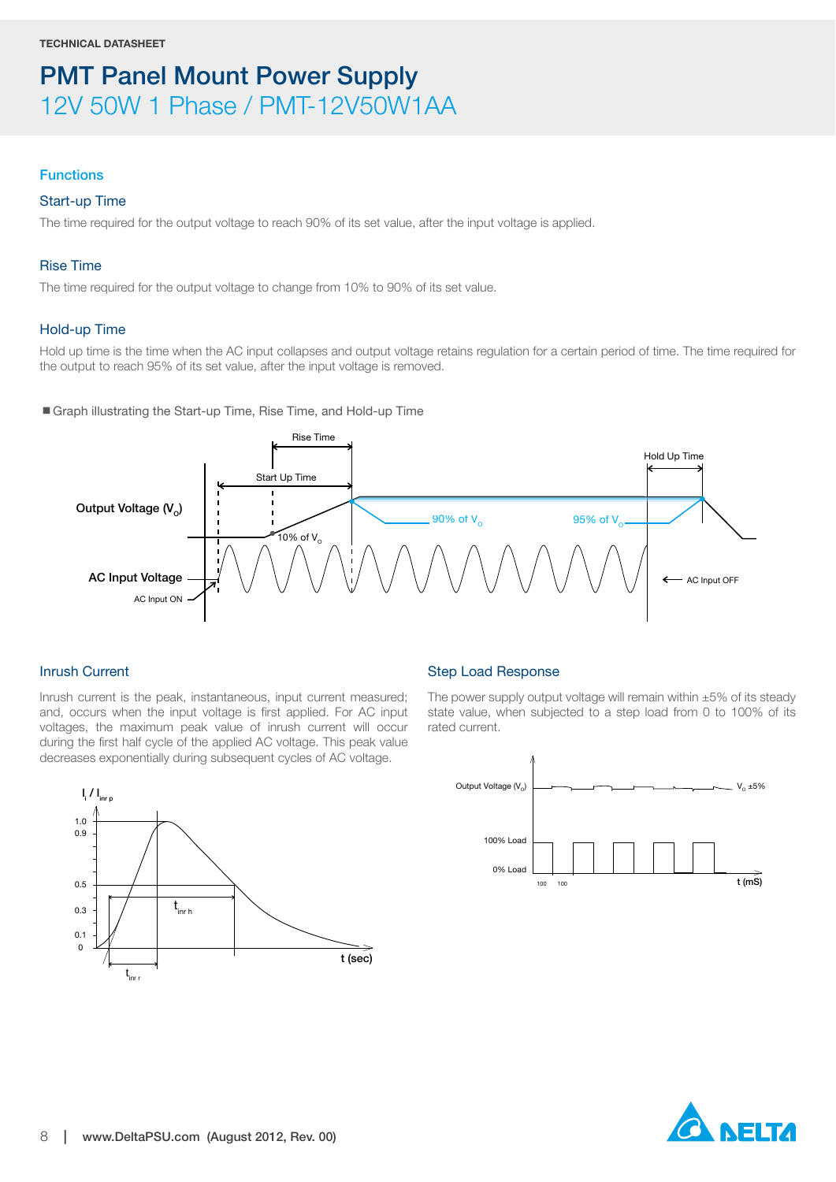# PMT Panel Mount Power Supply

## 12V 50W 1 Phase / PMT-12V50W1AA

## Functions

### Start-up Time

The time required for the output voltage to reach 90% of its set value, after the input voltage is applied.

### Rise Time

The time required for the output voltage to change from 10% to 90% of its set value.

### Hold-up Time

Hold up time is the time when the AC input collapses and output voltage retains regulation for a certain period of time. The time required for the output to reach 95% of its set value, after the input voltage is removed.

■ Graph illustrating the Start-up Time, Rise Time, and Hold-up Time

### Inrush Current

Inrush current is the peak, instantaneous, input current measured; and, occurs when the input voltage is first applied. For AC input voltages, the maximum peak value of inrush current will occur during the first half cycle of the applied AC voltage. This peak value decreases exponentially during subsequent cycles of AC voltage.

### Step Load Response

The power supply output voltage will remain within ±5% of its steady state value, when subjected to a step load from 0 to 100% of its rated current.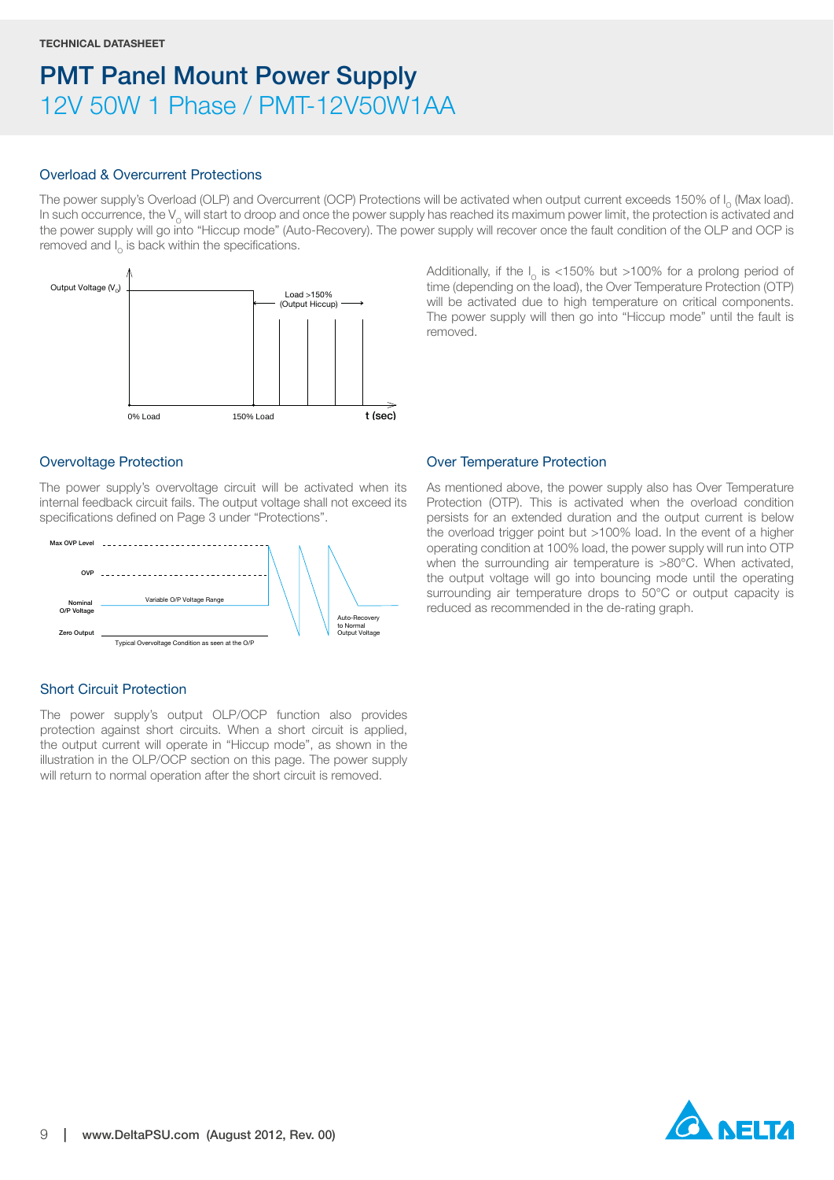TECHNICAL DATASHEET

# PMT Panel Mount Power Supply

## 12V 50W 1 Phase / PMT-12V50W1AA

### Overload & Overcurrent Protections

The power supply's Overload (OLP) and Overcurrent (OCP) Protections will be activated when output current exceeds 150% of $I_O$ (Max load). In such occurrence, the $V_O$ will start to droop and once the power supply has reached its maximum power limit, the protection is activated and the power supply will go into "Hiccup mode" (Auto-Recovery). The power supply will recover once the fault condition of the OLP and OCP is removed and $I_O$ is back within the specifications.

Additionally, if the $I_O$ is <150% but >100% for a prolong period of time (depending on the load), the Over Temperature Protection (OTP) will be activated due to high temperature on critical components. The power supply will then go into "Hiccup mode" until the fault is removed.

### Overvoltage Protection

The power supply's overvoltage circuit will be activated when its internal feedback circuit fails. The output voltage shall not exceed its specifications defined on Page 3 under "Protections".

### Short Circuit Protection

The power supply's output OLP/OCP function also provides protection against short circuits. When a short circuit is applied, the output current will operate in "Hiccup mode", as shown in the illustration in the OLP/OCP section on this page. The power supply will return to normal operation after the short circuit is removed.

### Over Temperature Protection

As mentioned above, the power supply also has Over Temperature Protection (OTP). This is activated when the overload condition persists for an extended duration and the output current is below the overload trigger point but >100% load. In the event of a higher operating condition at 100% load, the power supply will run into OTP when the surrounding air temperature is >80°C. When activated, the output voltage will go into bouncing mode until the operating surrounding air temperature drops to 50°C or output capacity is reduced as recommended in the de-rating graph.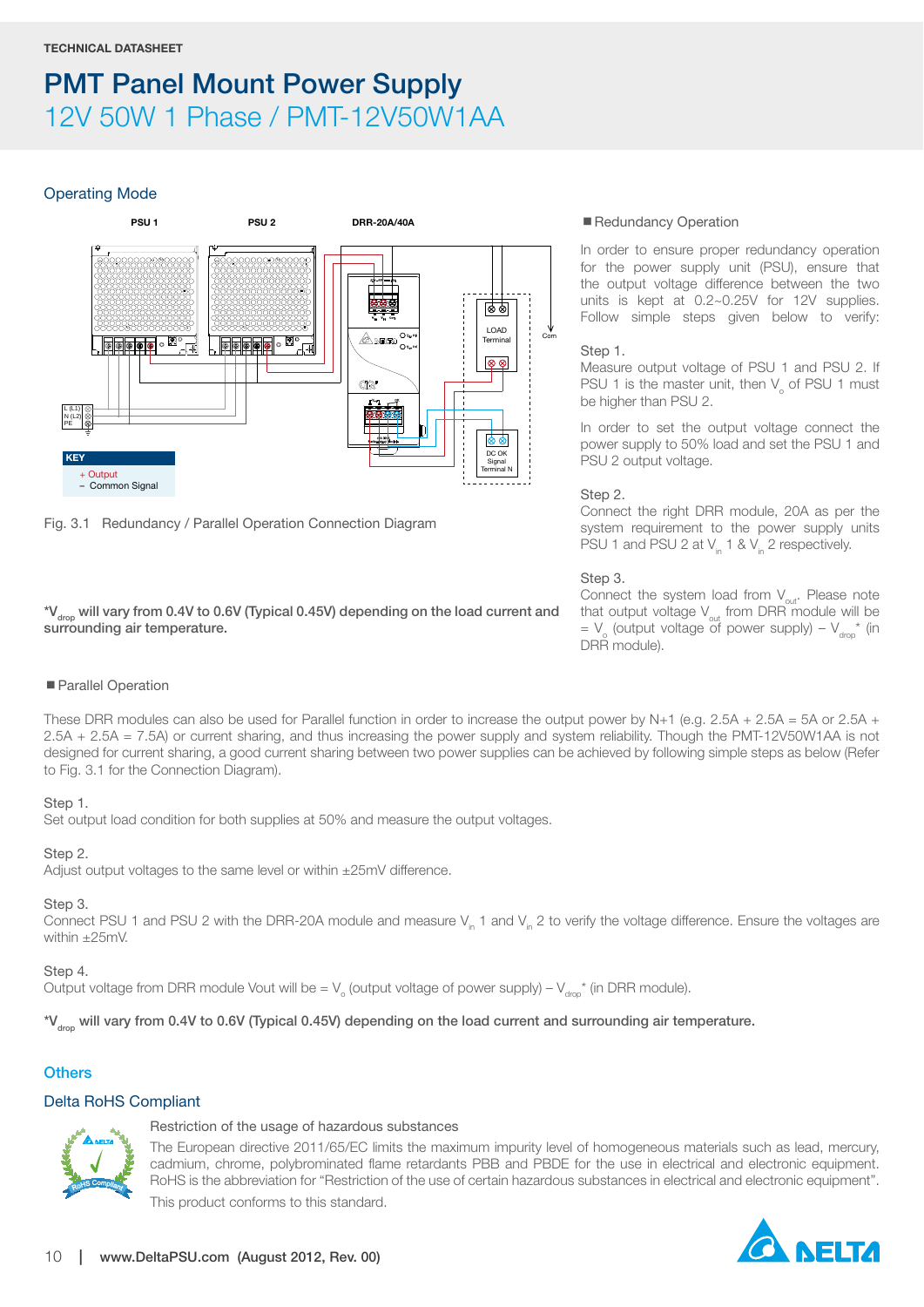TECHNICAL DATASHEET

# PMT Panel Mount Power Supply

12V 50W 1 Phase / PMT-12V50W1AA

## Operating Mode

PSU 1
PSU 2
DRR-20A/40A
LOAD Terminal
Com
DC OK Signal Terminal N
L (L1)
N (L2)
PE
KEY
+ Output
− Common Signal

Fig. 3.1 Redundancy / Parallel Operation Connection Diagram

***$V_{drop}$ will vary from 0.4V to 0.6V (Typical 0.45V) depending on the load current and surrounding air temperature.**

■ Redundancy Operation

In order to ensure proper redundancy operation for the power supply unit (PSU), ensure that the output voltage difference between the two units is kept at 0.2~0.25V for 12V supplies. Follow simple steps given below to verify:

Step 1.
Measure output voltage of PSU 1 and PSU 2. If PSU 1 is the master unit, then $V_o$ of PSU 1 must be higher than PSU 2.

In order to set the output voltage connect the power supply to 50% load and set the PSU 1 and PSU 2 output voltage.

Step 2.
Connect the right DRR module, 20A as per the system requirement to the power supply units PSU 1 and PSU 2 at $V_{in}$ 1 & $V_{in}$ 2 respectively.

Step 3.
Connect the system load from $V_{out}$. Please note that output voltage $V_{out}$ from DRR module will be = $V_o$ (output voltage of power supply) – $V_{drop}$* (in DRR module).

■ Parallel Operation

These DRR modules can also be used for Parallel function in order to increase the output power by N+1 (e.g. 2.5A + 2.5A = 5A or 2.5A + 2.5A + 2.5A = 7.5A) or current sharing, and thus increasing the power supply and system reliability. Though the PMT-12V50W1AA is not designed for current sharing, a good current sharing between two power supplies can be achieved by following simple steps as below (Refer to Fig. 3.1 for the Connection Diagram).

Step 1.
Set output load condition for both supplies at 50% and measure the output voltages.

Step 2.
Adjust output voltages to the same level or within ±25mV difference.

Step 3.
Connect PSU 1 and PSU 2 with the DRR-20A module and measure $V_{in}$ 1 and $V_{in}$ 2 to verify the voltage difference. Ensure the voltages are within ±25mV.

Step 4.
Output voltage from DRR module Vout will be = $V_o$ (output voltage of power supply) – $V_{drop}$* (in DRR module).

***$V_{drop}$ will vary from 0.4V to 0.6V (Typical 0.45V) depending on the load current and surrounding air temperature.**

## Others

### Delta RoHS Compliant

Restriction of the usage of hazardous substances

The European directive 2011/65/EC limits the maximum impurity level of homogeneous materials such as lead, mercury, cadmium, chrome, polybrominated flame retardants PBB and PBDE for the use in electrical and electronic equipment. RoHS is the abbreviation for "Restriction of the use of certain hazardous substances in electrical and electronic equipment". This product conforms to this standard.

www.DeltaPSU.com (August 2012, Rev. 00)